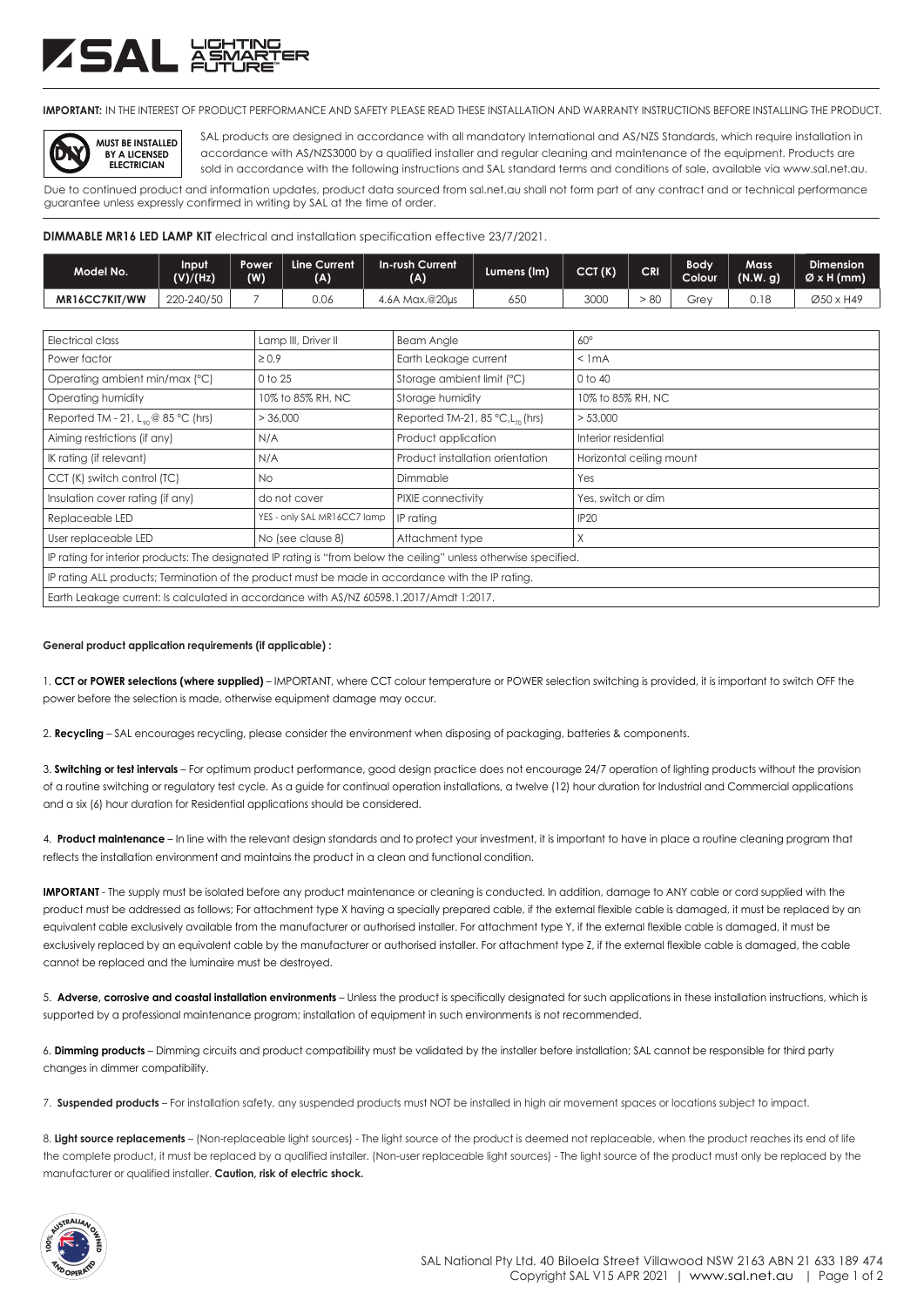**IMPORTANT:** IN THE INTEREST OF PRODUCT PERFORMANCE AND SAFETY PLEASE READ THESE INSTALLATION AND WARRANTY INSTRUCTIONS BEFORE INSTALLING THE PRODUCT.

**MUST BE INSTALLED BY A LICENSED ELECTRICIAN**

SAL products are designed in accordance with all mandatory International and AS/NZS Standards, which require installation in accordance with AS/NZS3000 by a qualified installer and regular cleaning and maintenance of the equipment. Products are sold in accordance with the following instructions and SAL standard terms and conditions of sale, available via www.sal.net.au.

Due to continued product and information updates, product data sourced from sal.net.au shall not form part of any contract and or technical performance guarantee unless expressly confirmed in writing by SAL at the time of order.

**DIMMABLE MR16 LED LAMP KIT** electrical and installation specification effective 23/7/2021.

| Model No. | Input (V)/(Hz) | Power (W) | Line Current (A) | In-rush Current (A) | Lumens (lm) | CCT (K) | CRI | Body Colour | Mass (N.W. g) | Dimension Ø x H (mm) |
|---|---|---|---|---|---|---|---|---|---|---|
| MR16CC7KIT/WW | 220-240/50 | 7 | 0.06 | 4.6A Max.@20µs | 650 | 3000 | > 80 | Grey | 0.18 | Ø50 x H49 |

| | | | |
|---|---|---|---|
| Electrical class | Lamp III, Driver II | Beam Angle | 60° |
| Power factor | ≥ 0.9 | Earth Leakage current | < 1mA |
| Operating ambient min/max (°C) | 0 to 25 | Storage ambient limit (°C) | 0 to 40 |
| Operating humidity | 10% to 85% RH, NC | Storage humidity | 10% to 85% RH, NC |
| Reported TM - 21, $L_{90}$ @ 85 °C (hrs) | > 36,000 | Reported TM-21, 85 °C, $L_{70}$ (hrs) | > 53,000 |
| Aiming restrictions (if any) | N/A | Product application | Interior residential |
| IK rating (if relevant) | N/A | Product installation orientation | Horizontal ceiling mount |
| CCT (K) switch control (TC) | No | Dimmable | Yes |
| Insulation cover rating (if any) | do not cover | PIXIE connectivity | Yes, switch or dim |
| Replaceable LED | YES - only SAL MR16CC7 lamp | IP rating | IP20 |
| User replaceable LED | No (see clause 8) | Attachment type | X |
| IP rating for interior products: The designated IP rating is "from below the ceiling" unless otherwise specified. | | | |
| IP rating ALL products; Termination of the product must be made in accordance with the IP rating. | | | |
| Earth Leakage current: Is calculated in accordance with AS/NZ 60598.1.2017/Amdt 1:2017. | | | |

**General product application requirements (if applicable) :**

1. **CCT or POWER selections (where supplied)** – IMPORTANT, where CCT colour temperature or POWER selection switching is provided, it is important to switch OFF the power before the selection is made, otherwise equipment damage may occur.

2. **Recycling** – SAL encourages recycling, please consider the environment when disposing of packaging, batteries & components.

3. **Switching or test intervals** – For optimum product performance, good design practice does not encourage 24/7 operation of lighting products without the provision of a routine switching or regulatory test cycle. As a guide for continual operation installations, a twelve (12) hour duration for Industrial and Commercial applications and a six (6) hour duration for Residential applications should be considered.

4. **Product maintenance** – In line with the relevant design standards and to protect your investment, it is important to have in place a routine cleaning program that reflects the installation environment and maintains the product in a clean and functional condition.

**IMPORTANT** - The supply must be isolated before any product maintenance or cleaning is conducted. In addition, damage to ANY cable or cord supplied with the product must be addressed as follows; For attachment type X having a specially prepared cable, if the external flexible cable is damaged, it must be replaced by an equivalent cable exclusively available from the manufacturer or authorised installer. For attachment type Y, if the external flexible cable is damaged, it must be exclusively replaced by an equivalent cable by the manufacturer or authorised installer. For attachment type Z, if the external flexible cable is damaged, the cable cannot be replaced and the luminaire must be destroyed.

5. **Adverse, corrosive and coastal installation environments** – Unless the product is specifically designated for such applications in these installation instructions, which is supported by a professional maintenance program; installation of equipment in such environments is not recommended.

6. **Dimming products** – Dimming circuits and product compatibility must be validated by the installer before installation; SAL cannot be responsible for third party changes in dimmer compatibility.

7. **Suspended products** – For installation safety, any suspended products must NOT be installed in high air movement spaces or locations subject to impact.

8. **Light source replacements** – (Non-replaceable light sources) - The light source of the product is deemed not replaceable, when the product reaches its end of life the complete product, it must be replaced by a qualified installer. (Non-user replaceable light sources) - The light source of the product must only be replaced by the manufacturer or qualified installer. **Caution, risk of electric shock.**

SAL National Pty Ltd. 40 Biloela Street Villawood NSW 2163 ABN 21 633 189 474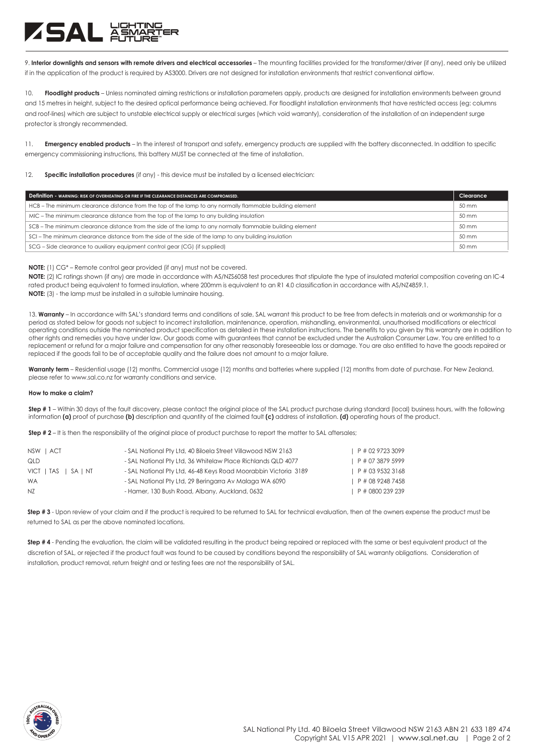9. **Interior downlights and sensors with remote drivers and electrical accessories** – The mounting facilities provided for the transformer/driver (if any), need only be utilized if in the application of the product is required by AS3000. Drivers are not designed for installation environments that restrict conventional airflow.

10. **Floodlight products** – Unless nominated aiming restrictions or installation parameters apply, products are designed for installation environments between ground and 15 metres in height, subject to the desired optical performance being achieved. For floodlight installation environments that have restricted access (eg: columns and roof-lines) which are subject to unstable electrical supply or electrical surges (which void warranty), consideration of the installation of an independent surge protector is strongly recommended.

11. **Emergency enabled products** – In the interest of transport and safety, emergency products are supplied with the battery disconnected. In addition to specific emergency commissioning instructions, this battery MUST be connected at the time of installation.

12. **Specific installation procedures** (if any) - this device must be installed by a licensed electrician:

| **Definition** - WARNING: RISK OF OVERHEATING OR FIRE IF THE CLEARANCE DISTANCES ARE COMPROMISED. | **Clearance** |
|---|---|
| HCB – The minimum clearance distance from the top of the lamp to any normally flammable building element | 50 mm |
| MIC – The minimum clearance distance from the top of the lamp to any building insulation | 50 mm |
| SCB – The minimum clearance distance from the side of the lamp to any normally flammable building element | 50 mm |
| SCI – The minimum clearance distance from the side of the side of the lamp to any building insulation | 50 mm |
| SCG – Side clearance to auxiliary equipment control gear (CG) (if supplied) | 50 mm |

**NOTE:** (1) CG* – Remote control gear provided (if any) must not be covered.
**NOTE:** (2) IC ratings shown (if any) are made in accordance with AS/NZS6058 test procedures that stipulate the type of insulated material composition covering an IC-4 rated product being equivalent to formed insulation, where 200mm is equivalent to an R1 4.0 classification in accordance with AS/NZ4859.1.
**NOTE:** (3) - the lamp must be installed in a suitable luminaire housing.

13. **Warranty** – In accordance with SAL's standard terms and conditions of sale, SAL warrant this product to be free from defects in materials and or workmanship for a period as stated below for goods not subject to incorrect installation, maintenance, operation, mishandling, environmental, unauthorised modifications or electrical operating conditions outside the nominated product specification as detailed in these installation instructions. The benefits to you given by this warranty are in addition to other rights and remedies you have under law. Our goods come with guarantees that cannot be excluded under the Australian Consumer Law. You are entitled to a replacement or refund for a major failure and compensation for any other reasonably foreseeable loss or damage. You are also entitled to have the goods repaired or replaced if the goods fail to be of acceptable quality and the failure does not amount to a major failure.

**Warranty term** – Residential usage (12) months, Commercial usage (12) months and batteries where supplied (12) months from date of purchase. For New Zealand, please refer to www.sal.co.nz for warranty conditions and service.

**How to make a claim?**

**Step # 1** – Within 30 days of the fault discovery, please contact the original place of the SAL product purchase during standard (local) business hours, with the following information **(a)** proof of purchase **(b)** description and quantity of the claimed fault **(c)** address of installation. **(d)** operating hours of the product.

**Step # 2** – It is then the responsibility of the original place of product purchase to report the matter to SAL aftersales;

| | | |
|---|---|---|
| NSW \| ACT | - SAL National Pty Ltd, 40 Biloela Street Villawood NSW 2163 | P # 02 9723 3099 |
| QLD | - SAL National Pty Ltd, 36 Whitelaw Place Richlands QLD 4077 | P # 07 3879 5999 |
| VICT \| TAS \| SA \| NT | - SAL National Pty Ltd, 46-48 Keys Road Moorabbin Victoria 3189 | P # 03 9532 3168 |
| WA | - SAL National Pty Ltd, 29 Beringarra Av Malaga WA 6090 | P # 08 9248 7458 |
| NZ | - Hamer, 130 Bush Road, Albany, Auckland, 0632 | P # 0800 239 239 |

**Step # 3** - Upon review of your claim and if the product is required to be returned to SAL for technical evaluation, then at the owners expense the product must be returned to SAL as per the above nominated locations.

**Step # 4** - Pending the evaluation, the claim will be validated resulting in the product being repaired or replaced with the same or best equivalent product at the discretion of SAL, or rejected if the product fault was found to be caused by conditions beyond the responsibility of SAL warranty obligations. Consideration of installation, product removal, return freight and or testing fees are not the responsibility of SAL.

SAL National Pty Ltd. 40 Biloela Street Villawood NSW 2163 ABN 21 633 189 474
Copyright SAL V15 APR 2021 | www.sal.net.au